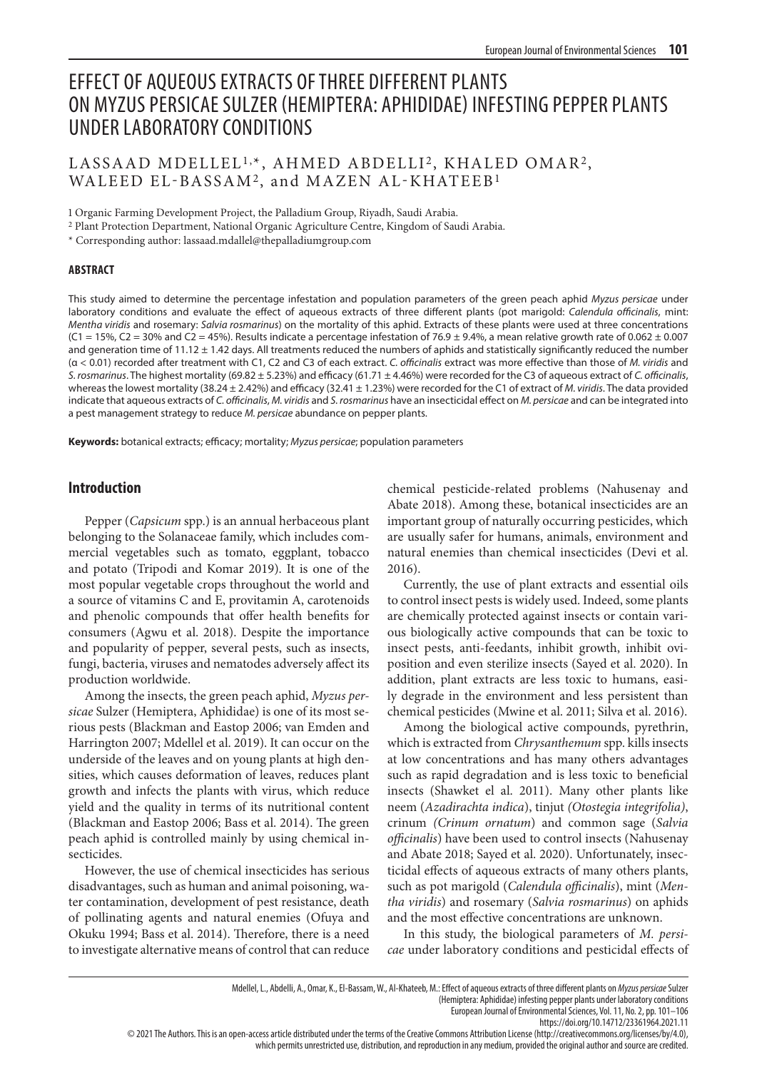# EFFECT OF AQUEOUS EXTRACTS OF THREE DIFFERENT PLANTS ON MYZUS PERSICAE SULZER (HEMIPTERA: APHIDIDAE) INFESTING PEPPER PLANTS UNDER LABORATORY CONDITIONS

LASSAAD MDELLEL[1,*], AHMED ABDELLI[2], KHALED OMAR[2], WALEED EL-BASSAM[2], and MAZEN AL-KHATEEB[1]

1 Organic Farming Development Project, the Palladium Group, Riyadh, Saudi Arabia.

2 Plant Protection Department, National Organic Agriculture Centre, Kingdom of Saudi Arabia.

\* Corresponding author: lassaad.mdallel@thepalladiumgroup.com

### ABSTRACT

This study aimed to determine the percentage infestation and population parameters of the green peach aphid *Myzus persicae* under laboratory conditions and evaluate the effect of aqueous extracts of three different plants (pot marigold: *Calendula officinalis*, mint: *Mentha viridis* and rosemary: *Salvia rosmarinus*) on the mortality of this aphid. Extracts of these plants were used at three concentrations (C1 = 15%, C2 = 30% and C2 = 45%). Results indicate a percentage infestation of 76.9 ± 9.4%, a mean relative growth rate of 0.062 ± 0.007 and generation time of 11.12 ± 1.42 days. All treatments reduced the numbers of aphids and statistically significantly reduced the number ($\alpha < 0.01$) recorded after treatment with C1, C2 and C3 of each extract. *C. officinalis* extract was more effective than those of *M. viridis* and *S. rosmarinus*. The highest mortality (69.82 ± 5.23%) and efficacy (61.71 ± 4.46%) were recorded for the C3 of aqueous extract of *C. officinalis*, whereas the lowest mortality (38.24 ± 2.42%) and efficacy (32.41 ± 1.23%) were recorded for the C1 of extract of *M. viridis*. The data provided indicate that aqueous extracts of *C. officinalis*, *M. viridis* and *S. rosmarinus* have an insecticidal effect on *M. persicae* and can be integrated into a pest management strategy to reduce *M. persicae* abundance on pepper plants.

**Keywords:** botanical extracts; efficacy; mortality; *Myzus persicae*; population parameters

## Introduction

Pepper (*Capsicum* spp.) is an annual herbaceous plant belonging to the Solanaceae family, which includes commercial vegetables such as tomato, eggplant, tobacco and potato (Tripodi and Komar 2019). It is one of the most popular vegetable crops throughout the world and a source of vitamins C and E, provitamin A, carotenoids and phenolic compounds that offer health benefits for consumers (Agwu et al. 2018). Despite the importance and popularity of pepper, several pests, such as insects, fungi, bacteria, viruses and nematodes adversely affect its production worldwide.

Among the insects, the green peach aphid, *Myzus persicae* Sulzer (Hemiptera, Aphididae) is one of its most serious pests (Blackman and Eastop 2006; van Emden and Harrington 2007; Mdellel et al. 2019). It can occur on the underside of the leaves and on young plants at high densities, which causes deformation of leaves, reduces plant growth and infects the plants with virus, which reduce yield and the quality in terms of its nutritional content (Blackman and Eastop 2006; Bass et al. 2014). The green peach aphid is controlled mainly by using chemical insecticides.

However, the use of chemical insecticides has serious disadvantages, such as human and animal poisoning, water contamination, development of pest resistance, death of pollinating agents and natural enemies (Ofuya and Okuku 1994; Bass et al. 2014). Therefore, there is a need to investigate alternative means of control that can reduce chemical pesticide-related problems (Nahusenay and Abate 2018). Among these, botanical insecticides are an important group of naturally occurring pesticides, which are usually safer for humans, animals, environment and natural enemies than chemical insecticides (Devi et al. 2016).

Currently, the use of plant extracts and essential oils to control insect pests is widely used. Indeed, some plants are chemically protected against insects or contain various biologically active compounds that can be toxic to insect pests, anti-feedants, inhibit growth, inhibit oviposition and even sterilize insects (Sayed et al. 2020). In addition, plant extracts are less toxic to humans, easily degrade in the environment and less persistent than chemical pesticides (Mwine et al. 2011; Silva et al. 2016).

Among the biological active compounds, pyrethrin, which is extracted from *Chrysanthemum* spp. kills insects at low concentrations and has many others advantages such as rapid degradation and is less toxic to beneficial insects (Shawket el al. 2011). Many other plants like neem (*Azadirachta indica*), tinjut *(Otostegia integrifolia)*, crinum *(Crinum ornatum)* and common sage (*Salvia officinalis*) have been used to control insects (Nahusenay and Abate 2018; Sayed et al. 2020). Unfortunately, insecticidal effects of aqueous extracts of many others plants, such as pot marigold (*Calendula officinalis*), mint (*Mentha viridis*) and rosemary (*Salvia rosmarinus*) on aphids and the most effective concentrations are unknown.

In this study, the biological parameters of *M. persicae* under laboratory conditions and pesticidal effects of

Mdellel, L., Abdelli, A., Omar, K., El-Bassam, W., Al-Khateeb, M.: Effect of aqueous extracts of three different plants on *Myzus persicae* Sulzer (Hemiptera: Aphididae) infesting pepper plants under laboratory conditions
European Journal of Environmental Sciences, Vol. 11, No. 2, pp. 101–106
https://doi.org/10.14712/23361964.2021.11
© 2021 The Authors. This is an open-access article distributed under the terms of the Creative Commons Attribution License (http://creativecommons.org/licenses/by/4.0), which permits unrestricted use, distribution, and reproduction in any medium, provided the original author and source are credited.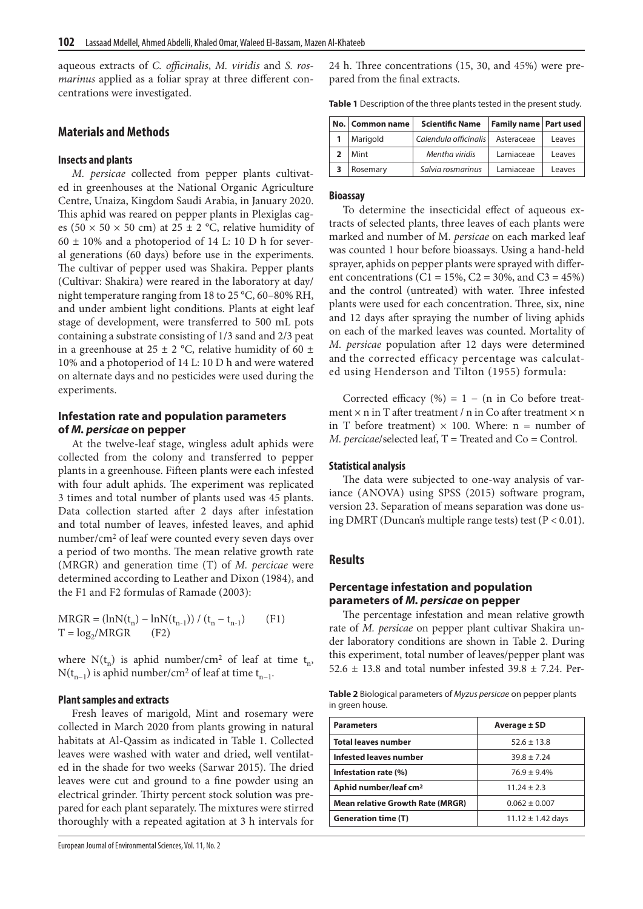aqueous extracts of *C. officinalis*, *M. viridis* and *S. rosmarinus* applied as a foliar spray at three different concentrations were investigated.

## Materials and Methods

### Insects and plants

*M. persicae* collected from pepper plants cultivated in greenhouses at the National Organic Agriculture Centre, Unaiza, Kingdom Saudi Arabia, in January 2020. This aphid was reared on pepper plants in Plexiglas cages (50 × 50 × 50 cm) at 25 ± 2 °C, relative humidity of 60 ± 10% and a photoperiod of 14 L: 10 D h for several generations (60 days) before use in the experiments. The cultivar of pepper used was Shakira. Pepper plants (Cultivar: Shakira) were reared in the laboratory at day/night temperature ranging from 18 to 25 °C, 60–80% RH, and under ambient light conditions. Plants at eight leaf stage of development, were transferred to 500 mL pots containing a substrate consisting of 1/3 sand and 2/3 peat in a greenhouse at 25 ± 2 °C, relative humidity of 60 ± 10% and a photoperiod of 14 L: 10 D h and were watered on alternate days and no pesticides were used during the experiments.

### Infestation rate and population parameters of *M. persicae* on pepper

At the twelve-leaf stage, wingless adult aphids were collected from the colony and transferred to pepper plants in a greenhouse. Fifteen plants were each infested with four adult aphids. The experiment was replicated 3 times and total number of plants used was 45 plants. Data collection started after 2 days after infestation and total number of leaves, infested leaves, and aphid number/cm² of leaf were counted every seven days over a period of two months. The mean relative growth rate (MRGR) and generation time (T) of *M. percicae* were determined according to Leather and Dixon (1984), and the F1 and F2 formulas of Ramade (2003):

$$MRGR = (\ln N(t_n) - \ln N(t_{n-1})) / (t_n - t_{n-1}) \qquad (F1)$$

$$T = \log_2/MRGR \qquad (F2)$$

where $N(t_n)$ is aphid number/cm² of leaf at time $t_n$, $N(t_{n-1})$ is aphid number/cm² of leaf at time $t_{n-1}$.

### Plant samples and extracts

Fresh leaves of marigold, Mint and rosemary were collected in March 2020 from plants growing in natural habitats at Al-Qassim as indicated in Table 1. Collected leaves were washed with water and dried, well ventilated in the shade for two weeks (Sarwar 2015). The dried leaves were cut and ground to a fine powder using an electrical grinder. Thirty percent stock solution was prepared for each plant separately. The mixtures were stirred thoroughly with a repeated agitation at 3 h intervals for 24 h. Three concentrations (15, 30, and 45%) were prepared from the final extracts.

**Table 1** Description of the three plants tested in the present study.

| No. | Common name | Scientific Name | Family name | Part used |
|---|---|---|---|---|
| 1 | Marigold | *Calendula officinalis* | Asteraceae | Leaves |
| 2 | Mint | *Mentha viridis* | Lamiaceae | Leaves |
| 3 | Rosemary | *Salvia rosmarinus* | Lamiaceae | Leaves |

### Bioassay

To determine the insecticidal effect of aqueous extracts of selected plants, three leaves of each plants were marked and number of M. *persicae* on each marked leaf was counted 1 hour before bioassays. Using a hand-held sprayer, aphids on pepper plants were sprayed with different concentrations (C1 = 15%, C2 = 30%, and C3 = 45%) and the control (untreated) with water. Three infested plants were used for each concentration. Three, six, nine and 12 days after spraying the number of living aphids on each of the marked leaves was counted. Mortality of *M. persicae* population after 12 days were determined and the corrected efficacy percentage was calculated using Henderson and Tilton (1955) formula:

Corrected efficacy (%) = 1 − (n in Co before treatment × n in T after treatment / n in Co after treatment × n in T before treatment) × 100. Where: n = number of *M. percicae*/selected leaf, T = Treated and Co = Control.

### Statistical analysis

The data were subjected to one-way analysis of variance (ANOVA) using SPSS (2015) software program, version 23. Separation of means separation was done using DMRT (Duncan's multiple range tests) test ($P < 0.01$).

## Results

### Percentage infestation and population parameters of *M. persicae* on pepper

The percentage infestation and mean relative growth rate of *M. persicae* on pepper plant cultivar Shakira under laboratory conditions are shown in Table 2. During this experiment, total number of leaves/pepper plant was 52.6 ± 13.8 and total number infested 39.8 ± 7.24. Per-

**Table 2** Biological parameters of *Myzus persicae* on pepper plants in green house.

| Parameters | Average ± SD |
|---|---|
| **Total leaves number** | 52.6 ± 13.8 |
| **Infested leaves number** | 39.8 ± 7.24 |
| **Infestation rate (%)** | 76.9 ± 9.4% |
| **Aphid number/leaf cm²** | 11.24 ± 2.3 |
| **Mean relative Growth Rate (MRGR)** | 0.062 ± 0.007 |
| **Generation time (T)** | 11.12 ± 1.42 days |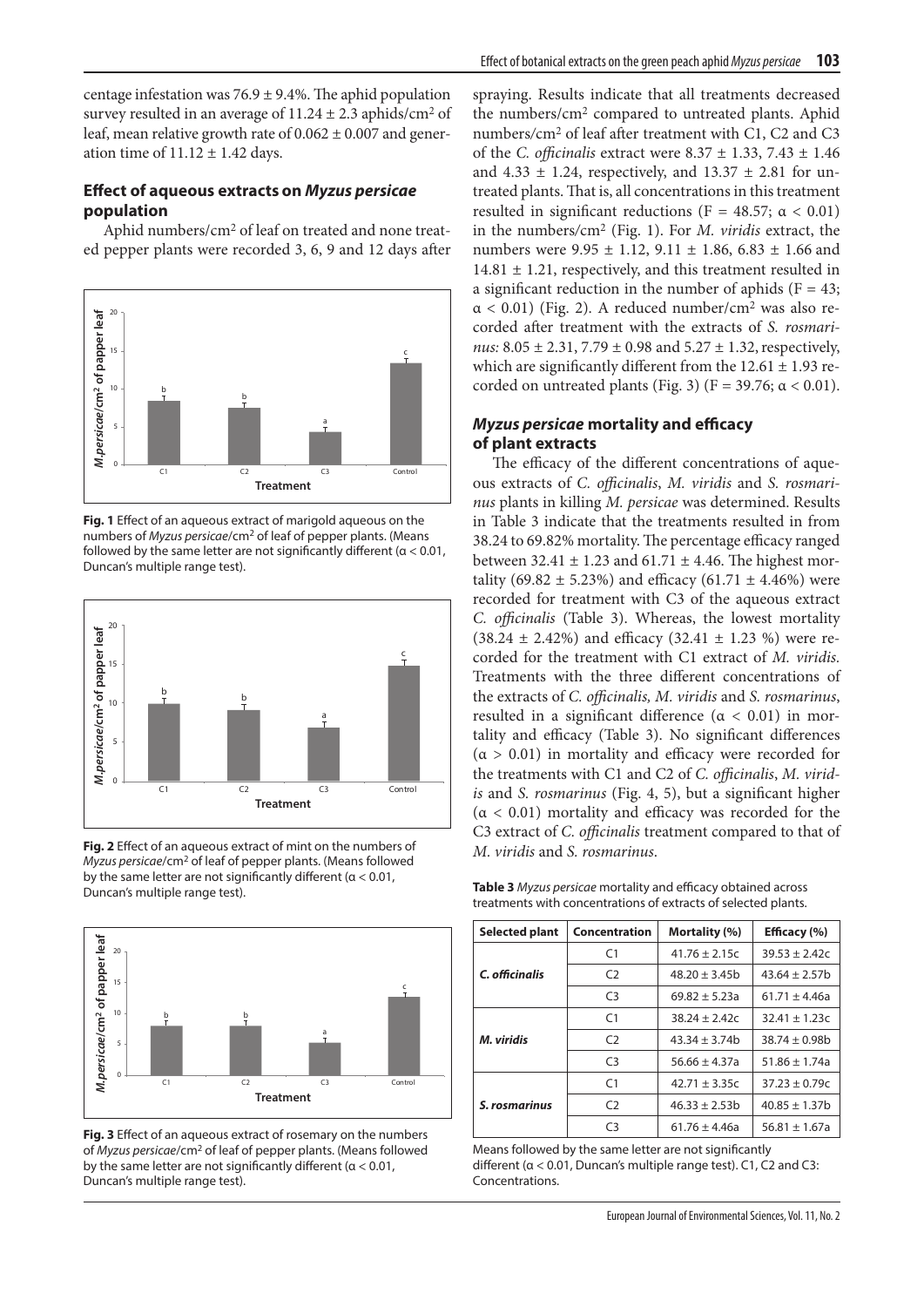centage infestation was 76.9 ± 9.4%. The aphid population survey resulted in an average of 11.24 ± 2.3 aphids/cm² of leaf, mean relative growth rate of 0.062 ± 0.007 and generation time of 11.12 ± 1.42 days.

### Effect of aqueous extracts on *Myzus persicae* population

Aphid numbers/cm² of leaf on treated and none treated pepper plants were recorded 3, 6, 9 and 12 days after spraying. Results indicate that all treatments decreased the numbers/cm² compared to untreated plants. Aphid numbers/cm² of leaf after treatment with C1, C2 and C3 of the *C. officinalis* extract were 8.37 ± 1.33, 7.43 ± 1.46 and 4.33 ± 1.24, respectively, and 13.37 ± 2.81 for untreated plants. That is, all concentrations in this treatment resulted in significant reductions ($F = 48.57$; $\alpha < 0.01$) in the numbers/cm² (Fig. 1). For *M. viridis* extract, the numbers were 9.95 ± 1.12, 9.11 ± 1.86, 6.83 ± 1.66 and 14.81 ± 1.21, respectively, and this treatment resulted in a significant reduction in the number of aphids ($F = 43$; $\alpha < 0.01$) (Fig. 2). A reduced number/cm² was also recorded after treatment with the extracts of *S. rosmarinus:* 8.05 ± 2.31, 7.79 ± 0.98 and 5.27 ± 1.32, respectively, which are significantly different from the 12.61 ± 1.93 recorded on untreated plants (Fig. 3) ($F = 39.76$; $\alpha < 0.01$).

**Fig. 1** Effect of an aqueous extract of marigold aqueous on the numbers of *Myzus persicae*/cm² of leaf of pepper plants. (Means followed by the same letter are not significantly different ($\alpha < 0.01$, Duncan's multiple range test).

**Fig. 2** Effect of an aqueous extract of mint on the numbers of *Myzus persicae*/cm² of leaf of pepper plants. (Means followed by the same letter are not significantly different ($\alpha < 0.01$, Duncan's multiple range test).

**Fig. 3** Effect of an aqueous extract of rosemary on the numbers of *Myzus persicae*/cm² of leaf of pepper plants. (Means followed by the same letter are not significantly different ($\alpha < 0.01$, Duncan's multiple range test).

### *Myzus persicae* mortality and efficacy of plant extracts

The efficacy of the different concentrations of aqueous extracts of *C. officinalis*, *M. viridis* and *S. rosmarinus* plants in killing *M. persicae* was determined. Results in Table 3 indicate that the treatments resulted in from 38.24 to 69.82% mortality. The percentage efficacy ranged between 32.41 ± 1.23 and 61.71 ± 4.46. The highest mortality (69.82 ± 5.23%) and efficacy (61.71 ± 4.46%) were recorded for treatment with C3 of the aqueous extract *C. officinalis* (Table 3). Whereas, the lowest mortality (38.24 ± 2.42%) and efficacy (32.41 ± 1.23 %) were recorded for the treatment with C1 extract of *M. viridis.* Treatments with the three different concentrations of the extracts of *C. officinalis, M. viridis* and *S. rosmarinus*, resulted in a significant difference ($\alpha < 0.01$) in mortality and efficacy (Table 3). No significant differences ($\alpha > 0.01$) in mortality and efficacy were recorded for the treatments with C1 and C2 of *C. officinalis*, *M. viridis* and *S. rosmarinus* (Fig. 4, 5), but a significant higher ($\alpha < 0.01$) mortality and efficacy was recorded for the C3 extract of *C. officinalis* treatment compared to that of *M. viridis* and *S. rosmarinus*.

**Table 3** *Myzus persicae* mortality and efficacy obtained across treatments with concentrations of extracts of selected plants.

| Selected plant | Concentration | Mortality (%) | Efficacy (%) |
|---|---|---|---|
| *C. officinalis* | C1 | 41.76 ± 2.15c | 39.53 ± 2.42c |
| | C2 | 48.20 ± 3.45b | 43.64 ± 2.57b |
| | C3 | 69.82 ± 5.23a | 61.71 ± 4.46a |
| *M. viridis* | C1 | 38.24 ± 2.42c | 32.41 ± 1.23c |
| | C2 | 43.34 ± 3.74b | 38.74 ± 0.98b |
| | C3 | 56.66 ± 4.37a | 51.86 ± 1.74a |
| *S. rosmarinus* | C1 | 42.71 ± 3.35c | 37.23 ± 0.79c |
| | C2 | 46.33 ± 2.53b | 40.85 ± 1.37b |
| | C3 | 61.76 ± 4.46a | 56.81 ± 1.67a |

Means followed by the same letter are not significantly different ($\alpha < 0.01$, Duncan's multiple range test). C1, C2 and C3: Concentrations.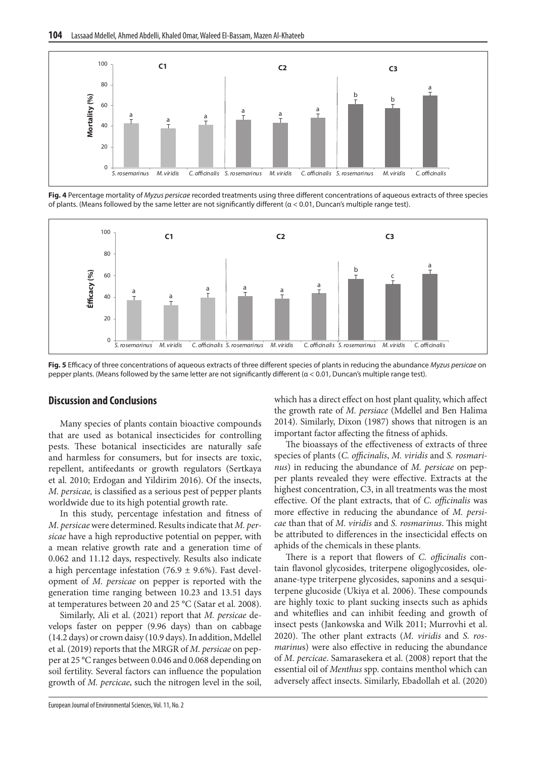**Fig. 4** Percentage mortality of *Myzus persicae* recorded treatments using three different concentrations of aqueous extracts of three species of plants. (Means followed by the same letter are not significantly different (α < 0.01, Duncan's multiple range test).

**Fig. 5** Efficacy of three concentrations of aqueous extracts of three different species of plants in reducing the abundance *Myzus persicae* on pepper plants. (Means followed by the same letter are not significantly different (α < 0.01, Duncan's multiple range test).

## Discussion and Conclusions

Many species of plants contain bioactive compounds that are used as botanical insecticides for controlling pests. These botanical insecticides are naturally safe and harmless for consumers, but for insects are toxic, repellent, antifeedants or growth regulators (Sertkaya et al. 2010; Erdogan and Yildirim 2016). Of the insects, *M. persicae,* is classified as a serious pest of pepper plants worldwide due to its high potential growth rate.

In this study, percentage infestation and fitness of *M. persicae* were determined. Results indicate that *M. persicae* have a high reproductive potential on pepper, with a mean relative growth rate and a generation time of 0.062 and 11.12 days, respectively. Results also indicate a high percentage infestation (76.9 ± 9.6%). Fast development of *M. persicae* on pepper is reported with the generation time ranging between 10.23 and 13.51 days at temperatures between 20 and 25 °C (Satar et al. 2008).

Similarly, Ali et al. (2021) report that *M. persicae* develops faster on pepper (9.96 days) than on cabbage (14.2 days) or crown daisy (10.9 days). In addition, Mdellel et al. (2019) reports that the MRGR of *M. persicae* on pepper at 25 °C ranges between 0.046 and 0.068 depending on soil fertility. Several factors can influence the population growth of *M. percicae*, such the nitrogen level in the soil, which has a direct effect on host plant quality, which affect the growth rate of *M. persiace* (Mdellel and Ben Halima 2014). Similarly, Dixon (1987) shows that nitrogen is an important factor affecting the fitness of aphids.

The bioassays of the effectiveness of extracts of three species of plants (*C. officinalis*, *M. viridis* and *S. rosmarinus*) in reducing the abundance of *M. persicae* on pepper plants revealed they were effective. Extracts at the highest concentration, C3, in all treatments was the most effective. Of the plant extracts, that of *C. officinalis* was more effective in reducing the abundance of *M. persicae* than that of *M. viridis* and *S. rosmarinus*. This might be attributed to differences in the insecticidal effects on aphids of the chemicals in these plants.

There is a report that flowers of *C. officinalis* contain flavonol glycosides, triterpene oligoglycosides, oleanane-type triterpene glycosides, saponins and a sesquiterpene glucoside (Ukiya et al. 2006). These compounds are highly toxic to plant sucking insects such as aphids and whiteflies and can inhibit feeding and growth of insect pests (Jankowska and Wilk 2011; Murrovhi et al. 2020). The other plant extracts (*M. viridis* and *S. rosmarinus*) were also effective in reducing the abundance of *M. percicae*. Samarasekera et al. (2008) report that the essential oil of *Menthus* spp. contains menthol which can adversely affect insects. Similarly, Ebadollah et al. (2020)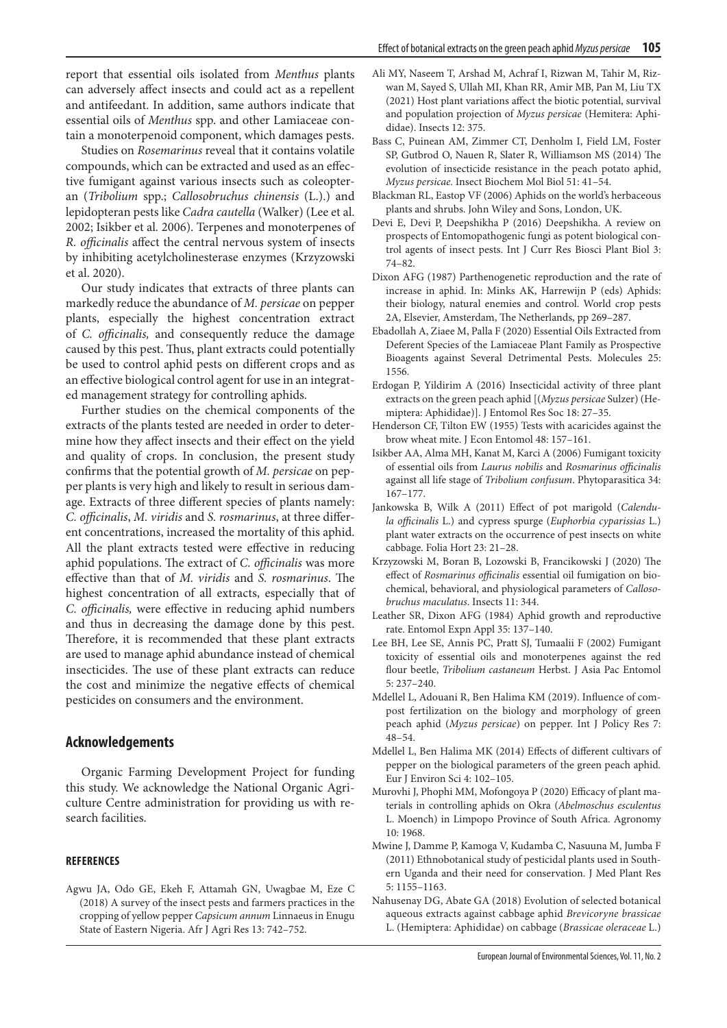report that essential oils isolated from *Menthus* plants can adversely affect insects and could act as a repellent and antifeedant. In addition, same authors indicate that essential oils of *Menthus* spp. and other Lamiaceae contain a monoterpenoid component, which damages pests.

Studies on *Rosemarinus* reveal that it contains volatile compounds, which can be extracted and used as an effective fumigant against various insects such as coleopteran (*Tribolium* spp.; *Callosobruchus chinensis* (L.).) and lepidopteran pests like *Cadra cautella* (Walker) (Lee et al. 2002; Isikber et al. 2006). Terpenes and monoterpenes of *R. officinalis* affect the central nervous system of insects by inhibiting acetylcholinesterase enzymes (Krzyzowski et al. 2020).

Our study indicates that extracts of three plants can markedly reduce the abundance of *M. persicae* on pepper plants, especially the highest concentration extract of *C. officinalis,* and consequently reduce the damage caused by this pest. Thus, plant extracts could potentially be used to control aphid pests on different crops and as an effective biological control agent for use in an integrated management strategy for controlling aphids.

Further studies on the chemical components of the extracts of the plants tested are needed in order to determine how they affect insects and their effect on the yield and quality of crops. In conclusion, the present study confirms that the potential growth of *M. persicae* on pepper plants is very high and likely to result in serious damage. Extracts of three different species of plants namely: *C. officinalis*, *M. viridis* and *S. rosmarinus*, at three different concentrations, increased the mortality of this aphid. All the plant extracts tested were effective in reducing aphid populations. The extract of *C. officinalis* was more effective than that of *M. viridis* and *S. rosmarinus*. The highest concentration of all extracts, especially that of *C. officinalis,* were effective in reducing aphid numbers and thus in decreasing the damage done by this pest. Therefore, it is recommended that these plant extracts are used to manage aphid abundance instead of chemical insecticides. The use of these plant extracts can reduce the cost and minimize the negative effects of chemical pesticides on consumers and the environment.

## Acknowledgements

Organic Farming Development Project for funding this study. We acknowledge the National Organic Agriculture Centre administration for providing us with research facilities.

### REFERENCES

Agwu JA, Odo GE, Ekeh F, Attamah GN, Uwagbae M, Eze C (2018) A survey of the insect pests and farmers practices in the cropping of yellow pepper *Capsicum annum* Linnaeus in Enugu State of Eastern Nigeria. Afr J Agri Res 13: 742–752.

Ali MY, Naseem T, Arshad M, Achraf I, Rizwan M, Tahir M, Rizwan M, Sayed S, Ullah MI, Khan RR, Amir MB, Pan M, Liu TX (2021) Host plant variations affect the biotic potential, survival and population projection of *Myzus persicae* (Hemitera: Aphididae). Insects 12: 375.

Bass C, Puinean AM, Zimmer CT, Denholm I, Field LM, Foster SP, Gutbrod O, Nauen R, Slater R, Williamson MS (2014) The evolution of insecticide resistance in the peach potato aphid, *Myzus persicae*. Insect Biochem Mol Biol 51: 41–54.

Blackman RL, Eastop VF (2006) Aphids on the world's herbaceous plants and shrubs. John Wiley and Sons, London, UK.

Devi E, Devi P, Deepshikha P (2016) Deepshikha. A review on prospects of Entomopathogenic fungi as potent biological control agents of insect pests. Int J Curr Res Biosci Plant Biol 3: 74–82.

Dixon AFG (1987) Parthenogenetic reproduction and the rate of increase in aphid. In: Minks AK, Harrewijn P (eds) Aphids: their biology, natural enemies and control. World crop pests 2A, Elsevier, Amsterdam, The Netherlands, pp 269–287.

Ebadollah A, Ziaee M, Palla F (2020) Essential Oils Extracted from Deferent Species of the Lamiaceae Plant Family as Prospective Bioagents against Several Detrimental Pests. Molecules 25: 1556.

Erdogan P, Yildirim A (2016) Insecticidal activity of three plant extracts on the green peach aphid [(*Myzus persicae* Sulzer) (Hemiptera: Aphididae)]. J Entomol Res Soc 18: 27–35.

Henderson CF, Tilton EW (1955) Tests with acaricides against the brow wheat mite. J Econ Entomol 48: 157–161.

Isikber AA, Alma MH, Kanat M, Karci A (2006) Fumigant toxicity of essential oils from *Laurus nobilis* and *Rosmarinus officinalis* against all life stage of *Tribolium confusum*. Phytoparasitica 34: 167–177.

Jankowska B, Wilk A (2011) Effect of pot marigold (*Calendula officinalis* L.) and cypress spurge (*Euphorbia cyparissias* L.) plant water extracts on the occurrence of pest insects on white cabbage. Folia Hort 23: 21–28.

Krzyzowski M, Boran B, Lozowski B, Francikowski J (2020) The effect of *Rosmarinus officinalis* essential oil fumigation on biochemical, behavioral, and physiological parameters of *Callosobruchus maculatus*. Insects 11: 344.

Leather SR, Dixon AFG (1984) Aphid growth and reproductive rate. Entomol Expn Appl 35: 137–140.

Lee BH, Lee SE, Annis PC, Pratt SJ, Tumaalii F (2002) Fumigant toxicity of essential oils and monoterpenes against the red flour beetle, *Tribolium castaneum* Herbst. J Asia Pac Entomol 5: 237–240.

Mdellel L, Adouani R, Ben Halima KM (2019). Influence of compost fertilization on the biology and morphology of green peach aphid (*Myzus persicae*) on pepper. Int J Policy Res 7: 48–54.

Mdellel L, Ben Halima MK (2014) Effects of different cultivars of pepper on the biological parameters of the green peach aphid. Eur J Environ Sci 4: 102–105.

Murovhi J, Phophi MM, Mofongoya P (2020) Efficacy of plant materials in controlling aphids on Okra (*Abelmoschus esculentus* L. Moench) in Limpopo Province of South Africa. Agronomy 10: 1968.

Mwine J, Damme P, Kamoga V, Kudamba C, Nasuuna M, Jumba F (2011) Ethnobotanical study of pesticidal plants used in Southern Uganda and their need for conservation. J Med Plant Res 5: 1155–1163.

Nahusenay DG, Abate GA (2018) Evolution of selected botanical aqueous extracts against cabbage aphid *Brevicoryne brassicae* L. (Hemiptera: Aphididae) on cabbage (*Brassicae oleraceae* L.)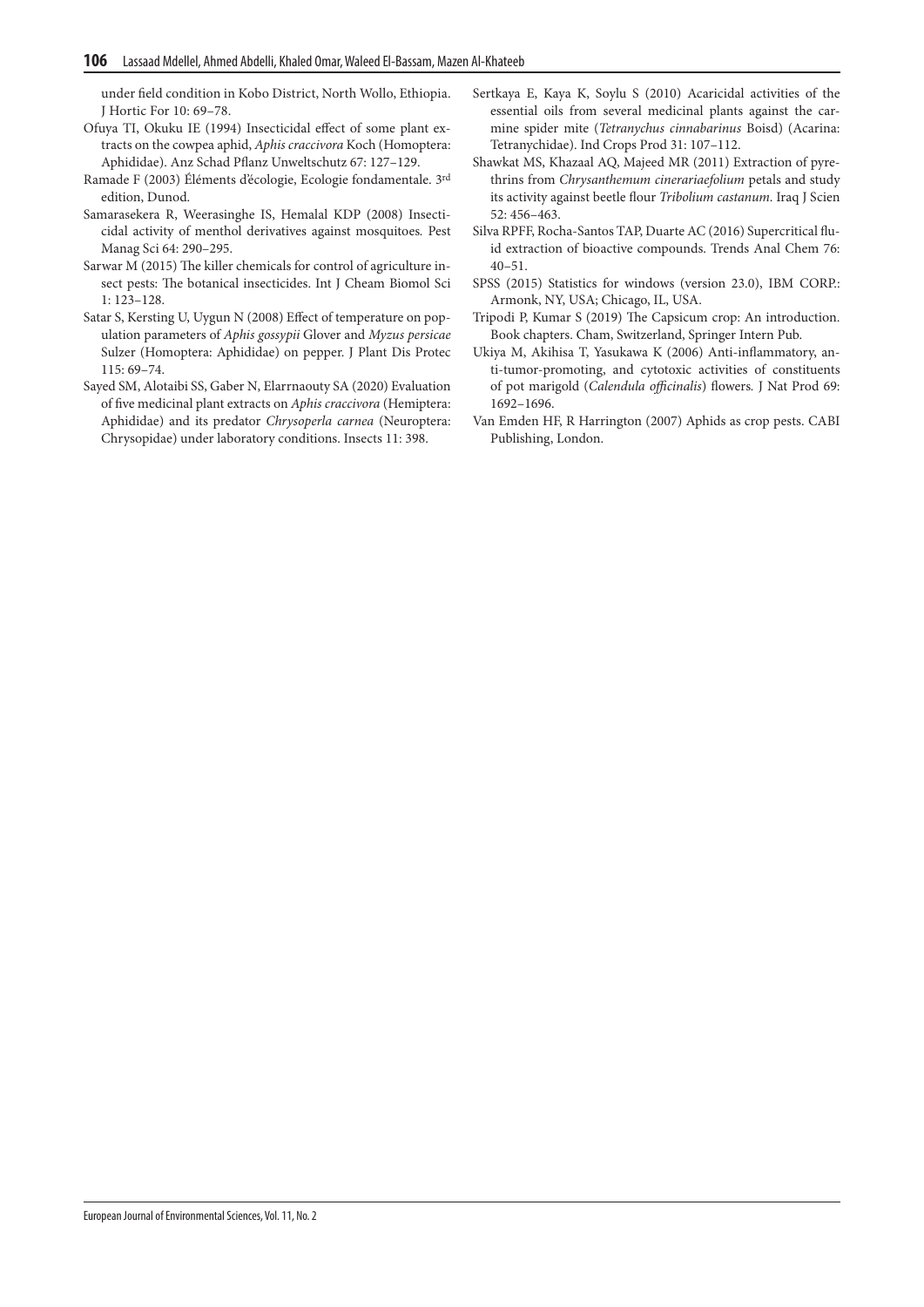under field condition in Kobo District, North Wollo, Ethiopia. J Hortic For 10: 69–78.

Ofuya TI, Okuku IE (1994) Insecticidal effect of some plant extracts on the cowpea aphid, *Aphis craccivora* Koch (Homoptera: Aphididae). Anz Schad Pflanz Unweltschutz 67: 127–129.

Ramade F (2003) Éléments d'écologie, Ecologie fondamentale. 3rd edition, Dunod.

Samarasekera R, Weerasinghe IS, Hemalal KDP (2008) Insecticidal activity of menthol derivatives against mosquitoes. Pest Manag Sci 64: 290–295.

Sarwar M (2015) The killer chemicals for control of agriculture insect pests: The botanical insecticides. Int J Cheam Biomol Sci 1: 123–128.

Satar S, Kersting U, Uygun N (2008) Effect of temperature on population parameters of *Aphis gossypii* Glover and *Myzus persicae* Sulzer (Homoptera: Aphididae) on pepper. J Plant Dis Protec 115: 69–74.

Sayed SM, Alotaibi SS, Gaber N, Elarrnaouty SA (2020) Evaluation of five medicinal plant extracts on *Aphis craccivora* (Hemiptera: Aphididae) and its predator *Chrysoperla carnea* (Neuroptera: Chrysopidae) under laboratory conditions. Insects 11: 398.

Sertkaya E, Kaya K, Soylu S (2010) Acaricidal activities of the essential oils from several medicinal plants against the carmine spider mite (*Tetranychus cinnabarinus* Boisd) (Acarina: Tetranychidae). Ind Crops Prod 31: 107–112.

Shawkat MS, Khazaal AQ, Majeed MR (2011) Extraction of pyrethrins from *Chrysanthemum cinerariaefolium* petals and study its activity against beetle flour *Tribolium castanum*. Iraq J Scien 52: 456–463.

Silva RPFF, Rocha-Santos TAP, Duarte AC (2016) Supercritical fluid extraction of bioactive compounds. Trends Anal Chem 76: 40–51.

SPSS (2015) Statistics for windows (version 23.0), IBM CORP.: Armonk, NY, USA; Chicago, IL, USA.

Tripodi P, Kumar S (2019) The Capsicum crop: An introduction. Book chapters. Cham, Switzerland, Springer Intern Pub.

Ukiya M, Akihisa T, Yasukawa K (2006) Anti-inflammatory, anti-tumor-promoting, and cytotoxic activities of constituents of pot marigold (*Calendula officinalis*) flowers. J Nat Prod 69: 1692–1696.

Van Emden HF, R Harrington (2007) Aphids as crop pests. CABI Publishing, London.